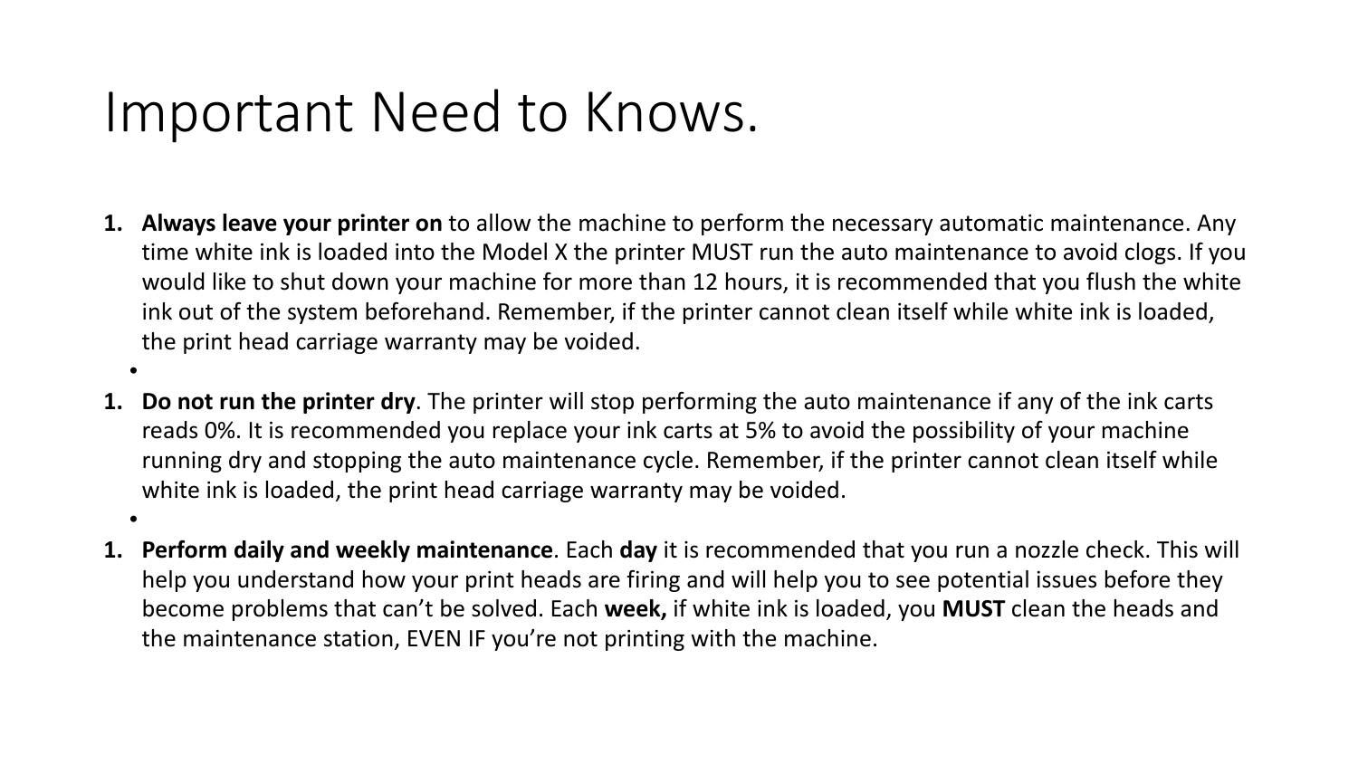# Important Need to Knows.

1. **Always leave your printer on** to allow the machine to perform the necessary automatic maintenance. Any time white ink is loaded into the Model X the printer MUST run the auto maintenance to avoid clogs. If you would like to shut down your machine for more than 12 hours, it is recommended that you flush the white ink out of the system beforehand. Remember, if the printer cannot clean itself while white ink is loaded, the print head carriage warranty may be voided.

   •

1. **Do not run the printer dry**. The printer will stop performing the auto maintenance if any of the ink carts reads 0%. It is recommended you replace your ink carts at 5% to avoid the possibility of your machine running dry and stopping the auto maintenance cycle. Remember, if the printer cannot clean itself while white ink is loaded, the print head carriage warranty may be voided.

   •

1. **Perform daily and weekly maintenance**. Each **day** it is recommended that you run a nozzle check. This will help you understand how your print heads are firing and will help you to see potential issues before they become problems that can't be solved. Each **week,** if white ink is loaded, you **MUST** clean the heads and the maintenance station, EVEN IF you're not printing with the machine.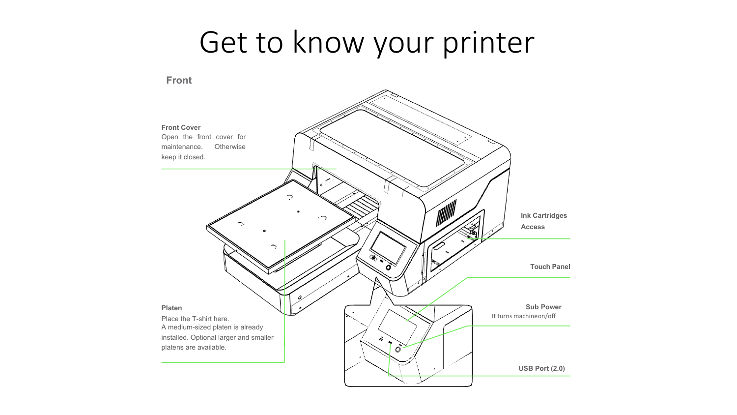# Get to know your printer

## Front

**Front Cover**
Open the front cover for maintenance. Otherwise keep it closed.

**Ink Cartridges Access**

**Touch Panel**

**Sub Power**
It turns machineon/off

**Platen**
Place the T-shirt here.
A medium-sized platen is already installed. Optional larger and smaller platens are available.

**USB Port (2.0)**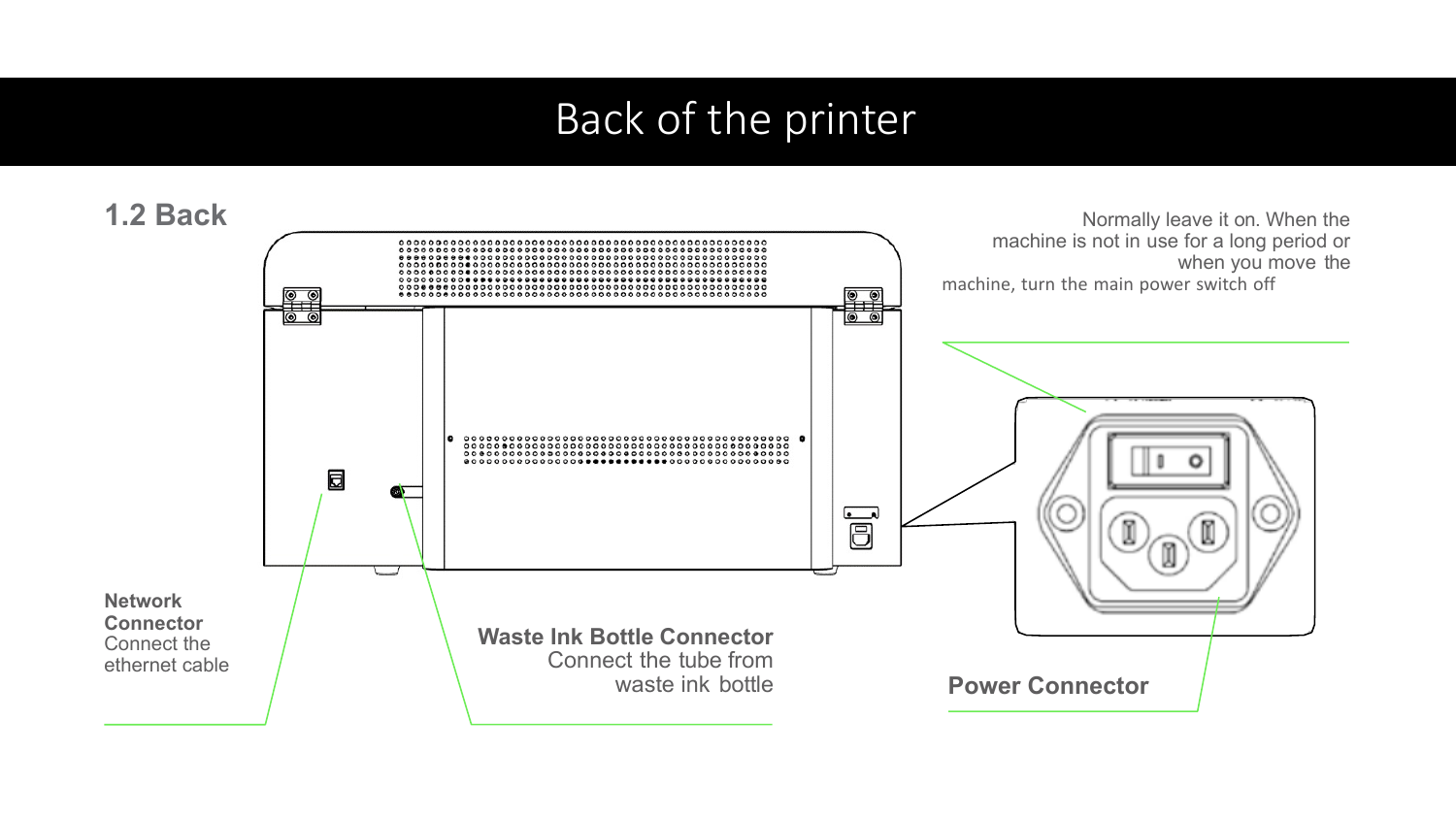# Back of the printer

## 1.2 Back

Normally leave it on. When the machine is not in use for a long period or when you move the machine, turn the main power switch off

**Network Connector**
Connect the ethernet cable

**Waste Ink Bottle Connector**
Connect the tube from waste ink bottle

**Power Connector**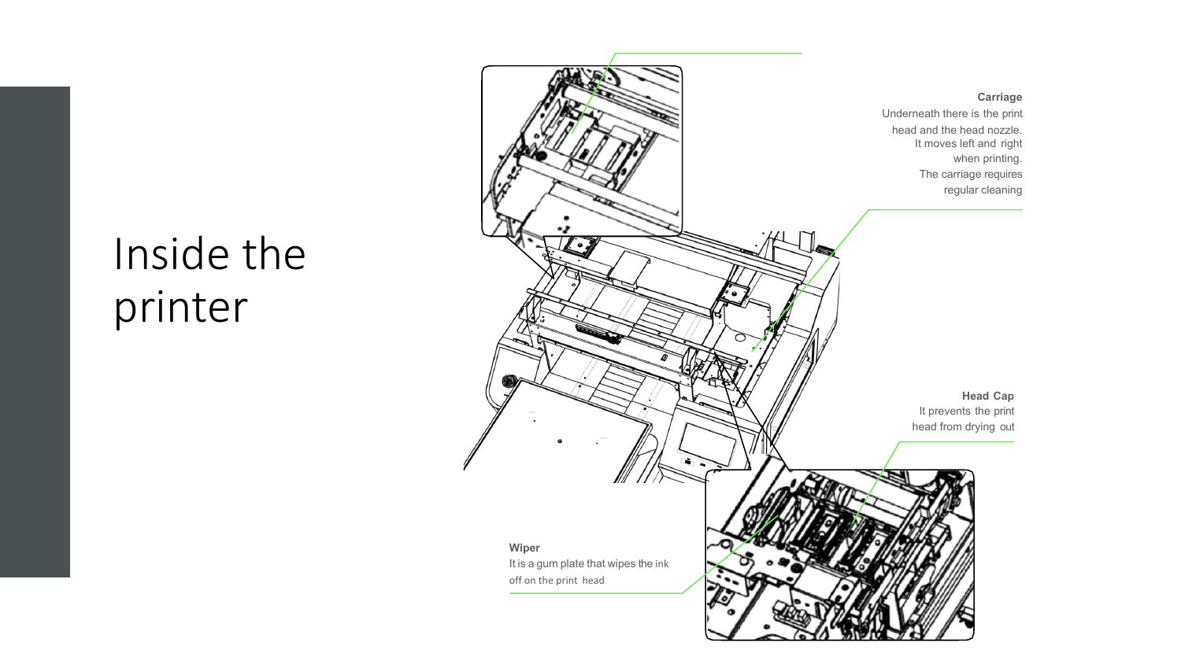# Inside the printer

**Carriage**

Underneath there is the print head and the head nozzle. It moves left and right when printing. The carriage requires regular cleaning

**Head Cap**

It prevents the print head from drying out

**Wiper**

It is a gum plate that wipes the ink off on the print head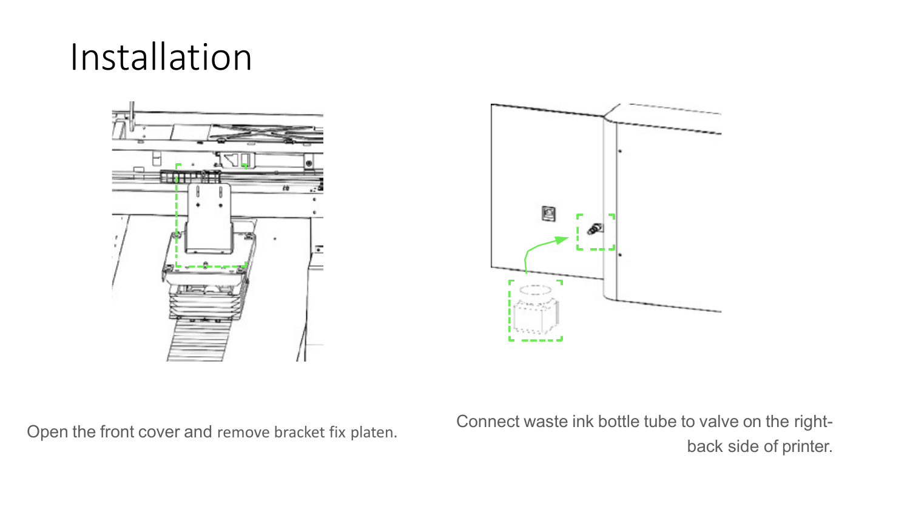# Installation

Open the front cover and remove bracket fix platen.

Connect waste ink bottle tube to valve on the right-back side of printer.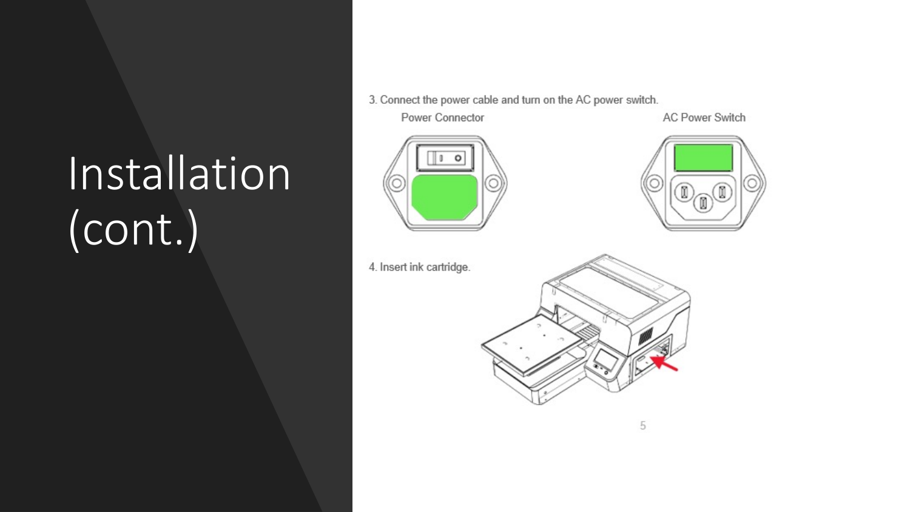# Installation (cont.)

3. Connect the power cable and turn on the AC power switch.

Power Connector

AC Power Switch

4. Insert ink cartridge.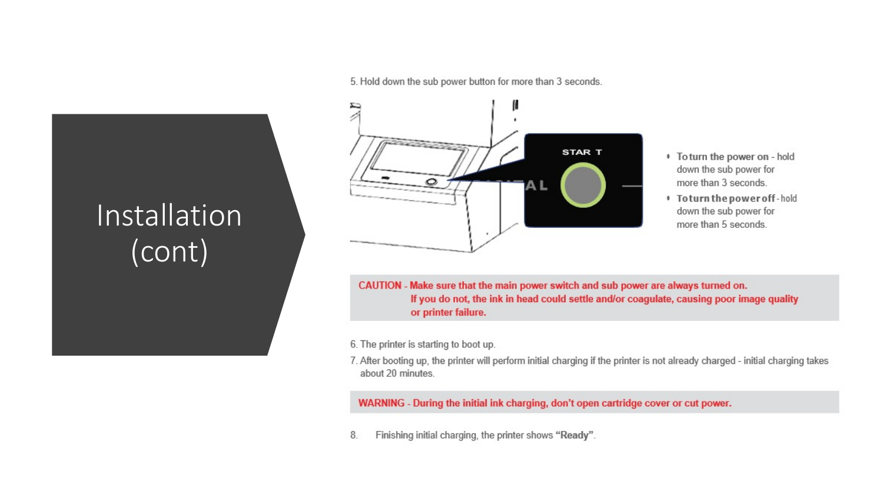# Installation (cont)

5. Hold down the sub power button for more than 3 seconds.

START

- **To turn the power on** - hold down the sub power for more than 3 seconds.
- **To turn the power off** - hold down the sub power for more than 5 seconds.

**CAUTION - Make sure that the main power switch and sub power are always turned on. If you do not, the ink in head could settle and/or coagulate, causing poor image quality or printer failure.**

6. The printer is starting to boot up.
7. After booting up, the printer will perform initial charging if the printer is not already charged - initial charging takes about 20 minutes.

**WARNING - During the initial ink charging, don't open cartridge cover or cut power.**

8. Finishing initial charging, the printer shows **"Ready"**.